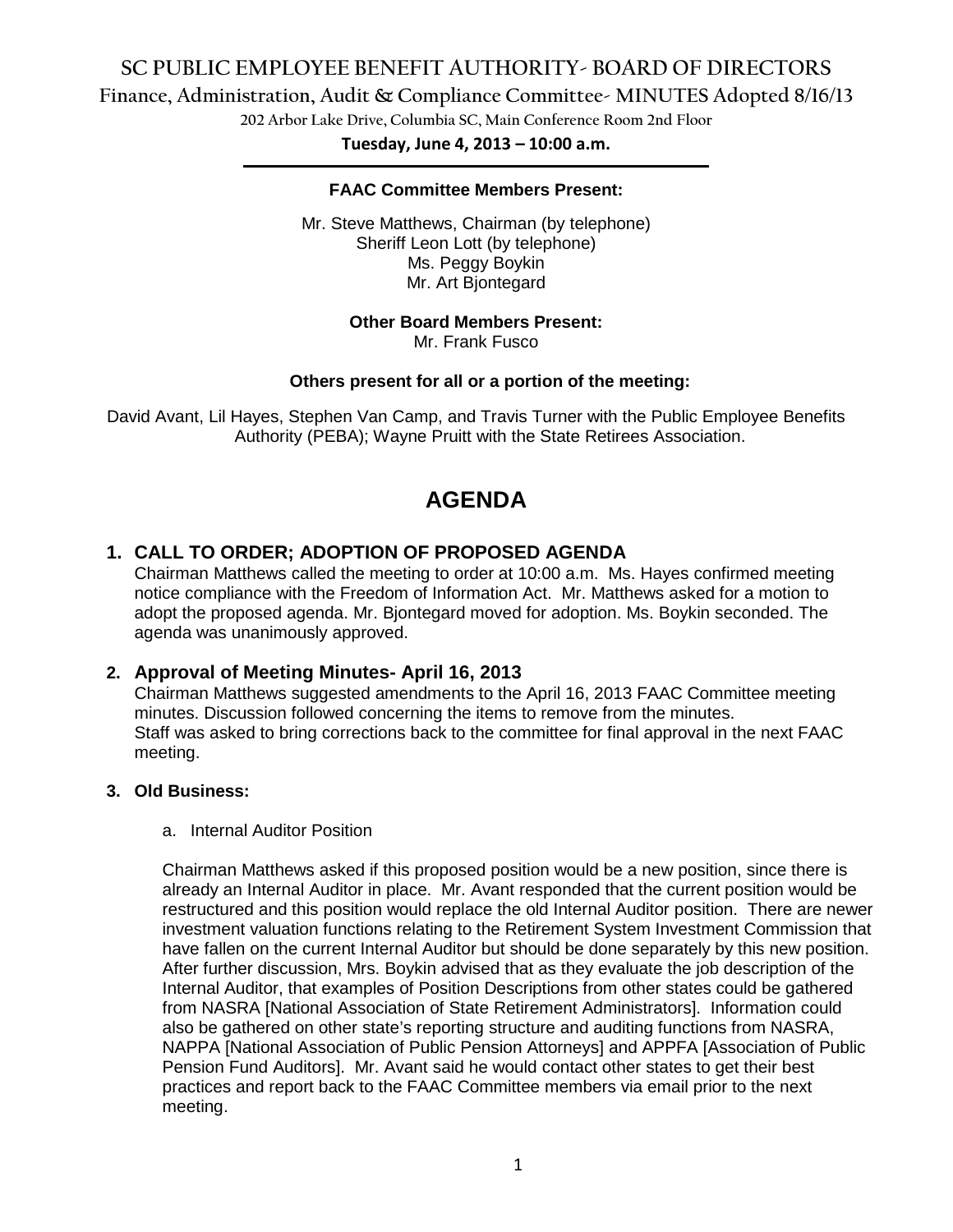# SC PUBLIC EMPLOYEE BENEFIT AUTHORITY- BOARD OF DIRECTORS

## Finance, Administration, Audit & Compliance Committee- MINUTES Adopted 8/16/13

202 Arbor Lake Drive, Columbia SC, Main Conference Room 2nd Floor

**Tuesday, June 4, 2013 – 10:00 a.m.**

**FAAC Committee Members Present:**

Mr. Steve Matthews, Chairman (by telephone)
Sheriff Leon Lott (by telephone)
Ms. Peggy Boykin
Mr. Art Bjontegard

**Other Board Members Present:**
Mr. Frank Fusco

**Others present for all or a portion of the meeting:**

David Avant, Lil Hayes, Stephen Van Camp, and Travis Turner with the Public Employee Benefits Authority (PEBA); Wayne Pruitt with the State Retirees Association.

# AGENDA

**1. CALL TO ORDER; ADOPTION OF PROPOSED AGENDA**

Chairman Matthews called the meeting to order at 10:00 a.m. Ms. Hayes confirmed meeting notice compliance with the Freedom of Information Act. Mr. Matthews asked for a motion to adopt the proposed agenda. Mr. Bjontegard moved for adoption. Ms. Boykin seconded. The agenda was unanimously approved.

**2. Approval of Meeting Minutes- April 16, 2013**

Chairman Matthews suggested amendments to the April 16, 2013 FAAC Committee meeting minutes. Discussion followed concerning the items to remove from the minutes. Staff was asked to bring corrections back to the committee for final approval in the next FAAC meeting.

**3. Old Business:**

a. Internal Auditor Position

Chairman Matthews asked if this proposed position would be a new position, since there is already an Internal Auditor in place. Mr. Avant responded that the current position would be restructured and this position would replace the old Internal Auditor position. There are newer investment valuation functions relating to the Retirement System Investment Commission that have fallen on the current Internal Auditor but should be done separately by this new position. After further discussion, Mrs. Boykin advised that as they evaluate the job description of the Internal Auditor, that examples of Position Descriptions from other states could be gathered from NASRA [National Association of State Retirement Administrators]. Information could also be gathered on other state's reporting structure and auditing functions from NASRA, NAPPA [National Association of Public Pension Attorneys] and APPFA [Association of Public Pension Fund Auditors]. Mr. Avant said he would contact other states to get their best practices and report back to the FAAC Committee members via email prior to the next meeting.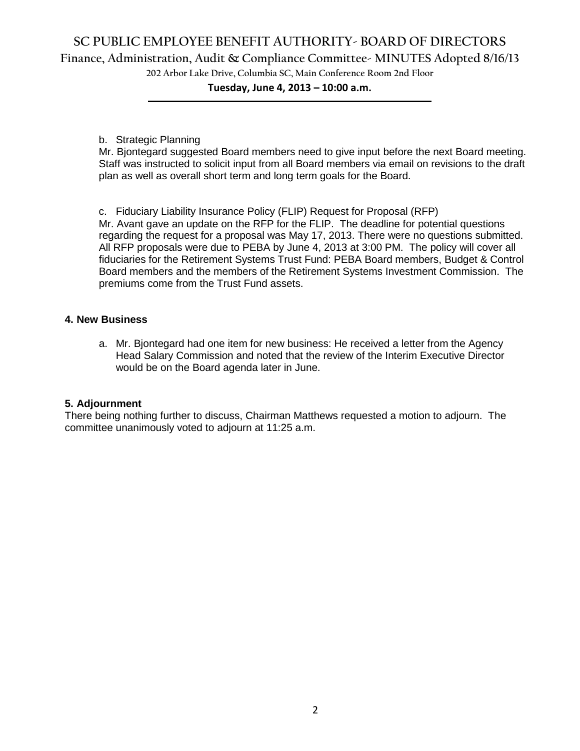b. Strategic Planning

Mr. Bjontegard suggested Board members need to give input before the next Board meeting. Staff was instructed to solicit input from all Board members via email on revisions to the draft plan as well as overall short term and long term goals for the Board.

c. Fiduciary Liability Insurance Policy (FLIP) Request for Proposal (RFP)

Mr. Avant gave an update on the RFP for the FLIP. The deadline for potential questions regarding the request for a proposal was May 17, 2013. There were no questions submitted. All RFP proposals were due to PEBA by June 4, 2013 at 3:00 PM. The policy will cover all fiduciaries for the Retirement Systems Trust Fund: PEBA Board members, Budget & Control Board members and the members of the Retirement Systems Investment Commission. The premiums come from the Trust Fund assets.

**4. New Business**

a. Mr. Bjontegard had one item for new business: He received a letter from the Agency Head Salary Commission and noted that the review of the Interim Executive Director would be on the Board agenda later in June.

**5. Adjournment**

There being nothing further to discuss, Chairman Matthews requested a motion to adjourn. The committee unanimously voted to adjourn at 11:25 a.m.